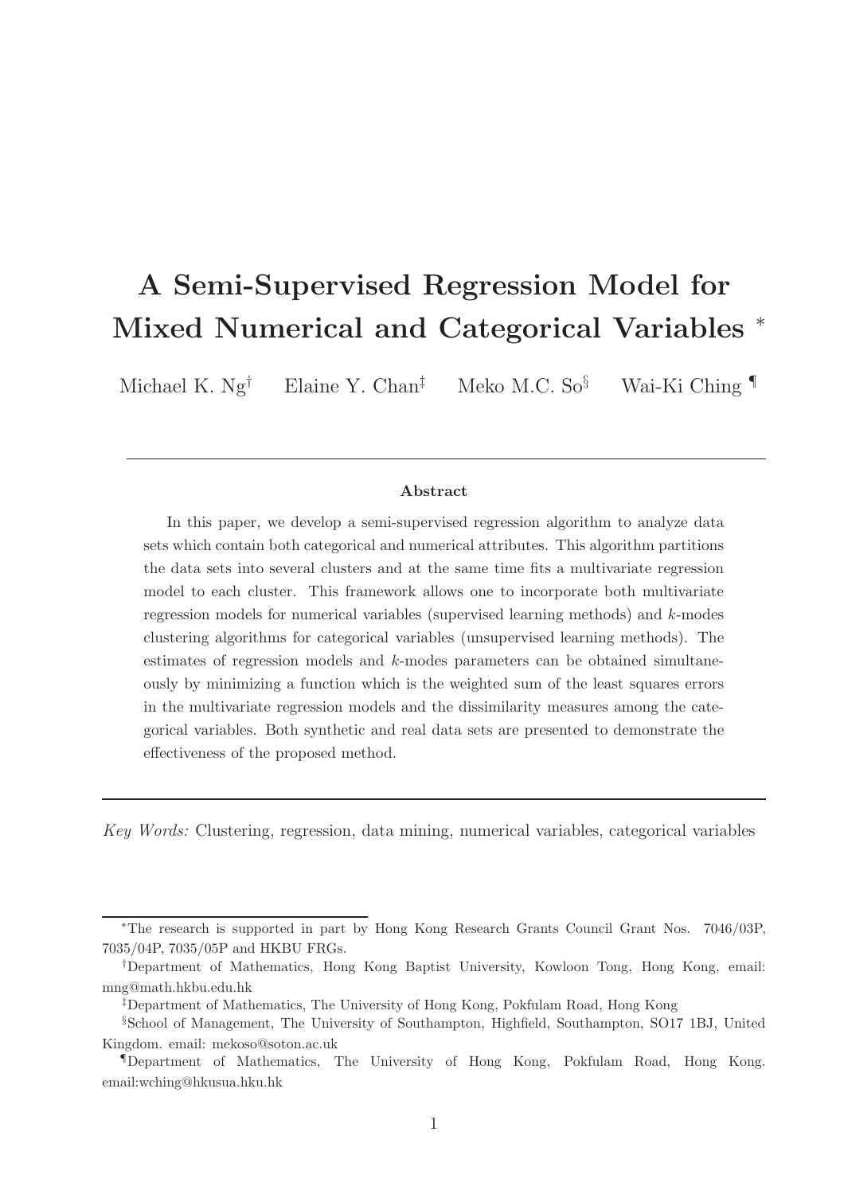# A Semi-Supervised Regression Model for Mixed Numerical and Categorical Variables *

Michael K. Ng[†] Elaine Y. Chan[‡] Meko M.C. So[§] Wai-Ki Ching[¶]

---

**Abstract**

In this paper, we develop a semi-supervised regression algorithm to analyze data sets which contain both categorical and numerical attributes. This algorithm partitions the data sets into several clusters and at the same time fits a multivariate regression model to each cluster. This framework allows one to incorporate both multivariate regression models for numerical variables (supervised learning methods) and $k$-modes clustering algorithms for categorical variables (unsupervised learning methods). The estimates of regression models and $k$-modes parameters can be obtained simultaneously by minimizing a function which is the weighted sum of the least squares errors in the multivariate regression models and the dissimilarity measures among the categorical variables. Both synthetic and real data sets are presented to demonstrate the effectiveness of the proposed method.

---

*Key Words:* Clustering, regression, data mining, numerical variables, categorical variables

---

*The research is supported in part by Hong Kong Research Grants Council Grant Nos. 7046/03P, 7035/04P, 7035/05P and HKBU FRGs.

†Department of Mathematics, Hong Kong Baptist University, Kowloon Tong, Hong Kong, email: mng@math.hkbu.edu.hk

‡Department of Mathematics, The University of Hong Kong, Pokfulam Road, Hong Kong

§School of Management, The University of Southampton, Highfield, Southampton, SO17 1BJ, United Kingdom. email: mekoso@soton.ac.uk

¶Department of Mathematics, The University of Hong Kong, Pokfulam Road, Hong Kong. email:wching@hkusua.hku.hk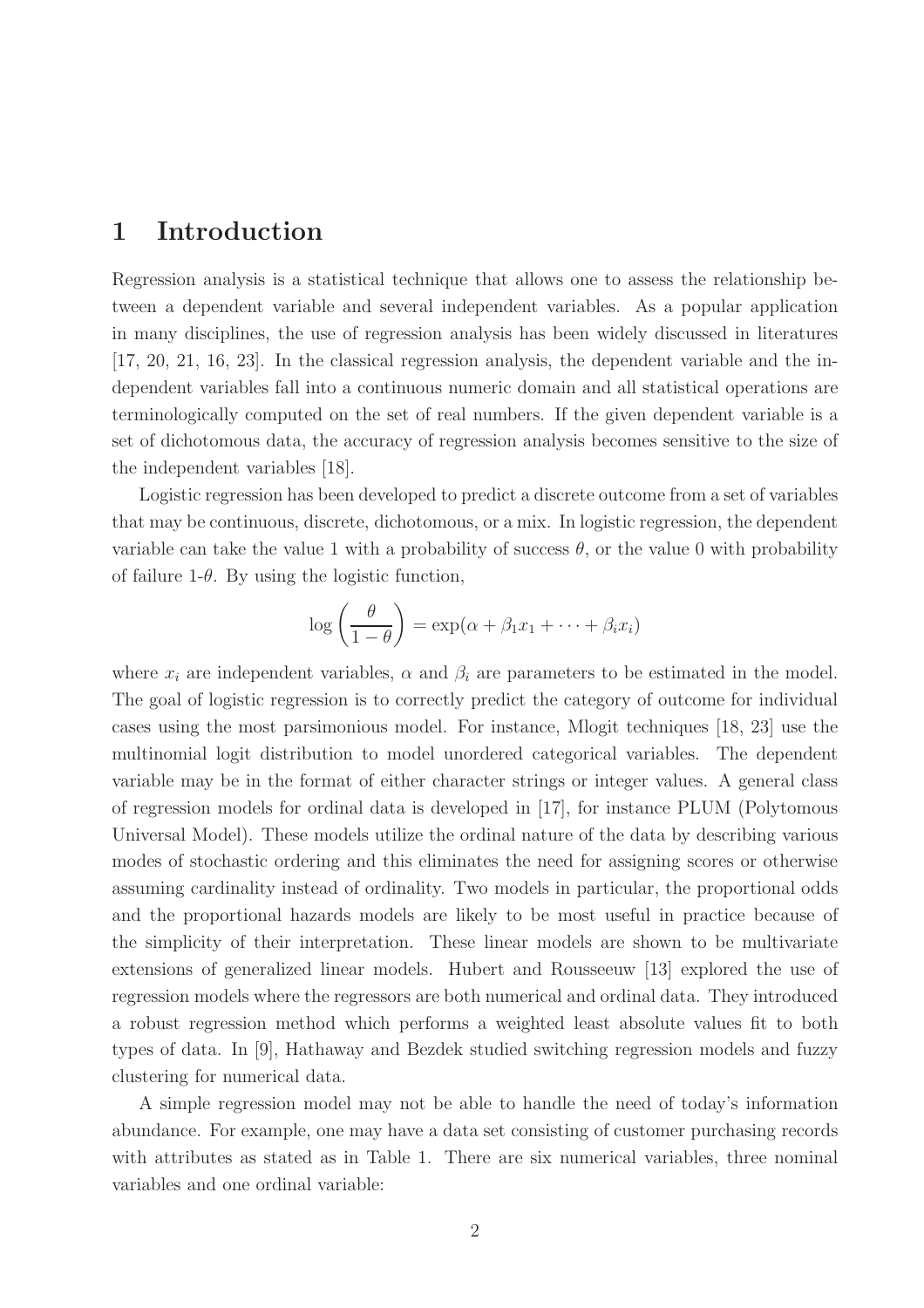# 1 Introduction

Regression analysis is a statistical technique that allows one to assess the relationship between a dependent variable and several independent variables. As a popular application in many disciplines, the use of regression analysis has been widely discussed in literatures [17, 20, 21, 16, 23]. In the classical regression analysis, the dependent variable and the independent variables fall into a continuous numeric domain and all statistical operations are terminologically computed on the set of real numbers. If the given dependent variable is a set of dichotomous data, the accuracy of regression analysis becomes sensitive to the size of the independent variables [18].

Logistic regression has been developed to predict a discrete outcome from a set of variables that may be continuous, discrete, dichotomous, or a mix. In logistic regression, the dependent variable can take the value 1 with a probability of success $\theta$, or the value 0 with probability of failure 1-$\theta$. By using the logistic function,

$$\log\left(\frac{\theta}{1-\theta}\right) = \exp(\alpha + \beta_1 x_1 + \cdots + \beta_i x_i)$$

where $x_i$ are independent variables, $\alpha$ and $\beta_i$ are parameters to be estimated in the model. The goal of logistic regression is to correctly predict the category of outcome for individual cases using the most parsimonious model. For instance, Mlogit techniques [18, 23] use the multinomial logit distribution to model unordered categorical variables. The dependent variable may be in the format of either character strings or integer values. A general class of regression models for ordinal data is developed in [17], for instance PLUM (Polytomous Universal Model). These models utilize the ordinal nature of the data by describing various modes of stochastic ordering and this eliminates the need for assigning scores or otherwise assuming cardinality instead of ordinality. Two models in particular, the proportional odds and the proportional hazards models are likely to be most useful in practice because of the simplicity of their interpretation. These linear models are shown to be multivariate extensions of generalized linear models. Hubert and Rousseeuw [13] explored the use of regression models where the regressors are both numerical and ordinal data. They introduced a robust regression method which performs a weighted least absolute values fit to both types of data. In [9], Hathaway and Bezdek studied switching regression models and fuzzy clustering for numerical data.

A simple regression model may not be able to handle the need of today's information abundance. For example, one may have a data set consisting of customer purchasing records with attributes as stated as in Table 1. There are six numerical variables, three nominal variables and one ordinal variable: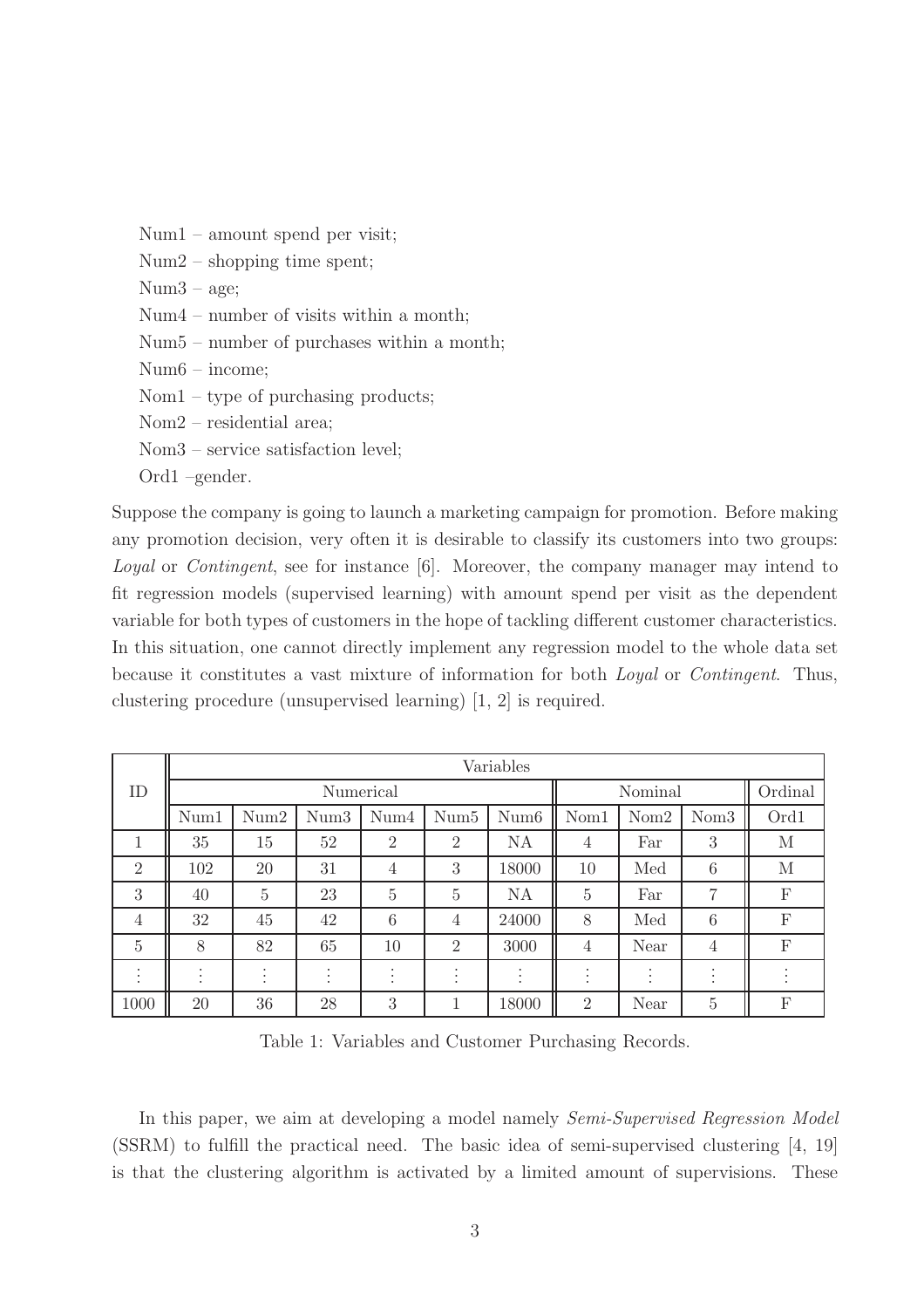Num1 – amount spend per visit;
Num2 – shopping time spent;
Num3 – age;
Num4 – number of visits within a month;
Num5 – number of purchases within a month;
Num6 – income;
Nom1 – type of purchasing products;
Nom2 – residential area;
Nom3 – service satisfaction level;
Ord1 –gender.

Suppose the company is going to launch a marketing campaign for promotion. Before making any promotion decision, very often it is desirable to classify its customers into two groups: *Loyal* or *Contingent*, see for instance [6]. Moreover, the company manager may intend to fit regression models (supervised learning) with amount spend per visit as the dependent variable for both types of customers in the hope of tackling different customer characteristics. In this situation, one cannot directly implement any regression model to the whole data set because it constitutes a vast mixture of information for both *Loyal* or *Contingent*. Thus, clustering procedure (unsupervised learning) [1, 2] is required.

| ID | Variables | | | | | | | | | |
|---|---|---|---|---|---|---|---|---|---|---|
| | Numerical | | | | | | Nominal | | | Ordinal |
| | Num1 | Num2 | Num3 | Num4 | Num5 | Num6 | Nom1 | Nom2 | Nom3 | Ord1 |
| 1 | 35 | 15 | 52 | 2 | 2 | NA | 4 | Far | 3 | M |
| 2 | 102 | 20 | 31 | 4 | 3 | 18000 | 10 | Med | 6 | M |
| 3 | 40 | 5 | 23 | 5 | 5 | NA | 5 | Far | 7 | F |
| 4 | 32 | 45 | 42 | 6 | 4 | 24000 | 8 | Med | 6 | F |
| 5 | 8 | 82 | 65 | 10 | 2 | 3000 | 4 | Near | 4 | F |
| ⋮ | ⋮ | ⋮ | ⋮ | ⋮ | ⋮ | ⋮ | ⋮ | ⋮ | ⋮ | ⋮ |
| 1000 | 20 | 36 | 28 | 3 | 1 | 18000 | 2 | Near | 5 | F |

Table 1: Variables and Customer Purchasing Records.

In this paper, we aim at developing a model namely *Semi-Supervised Regression Model* (SSRM) to fulfill the practical need. The basic idea of semi-supervised clustering [4, 19] is that the clustering algorithm is activated by a limited amount of supervisions. These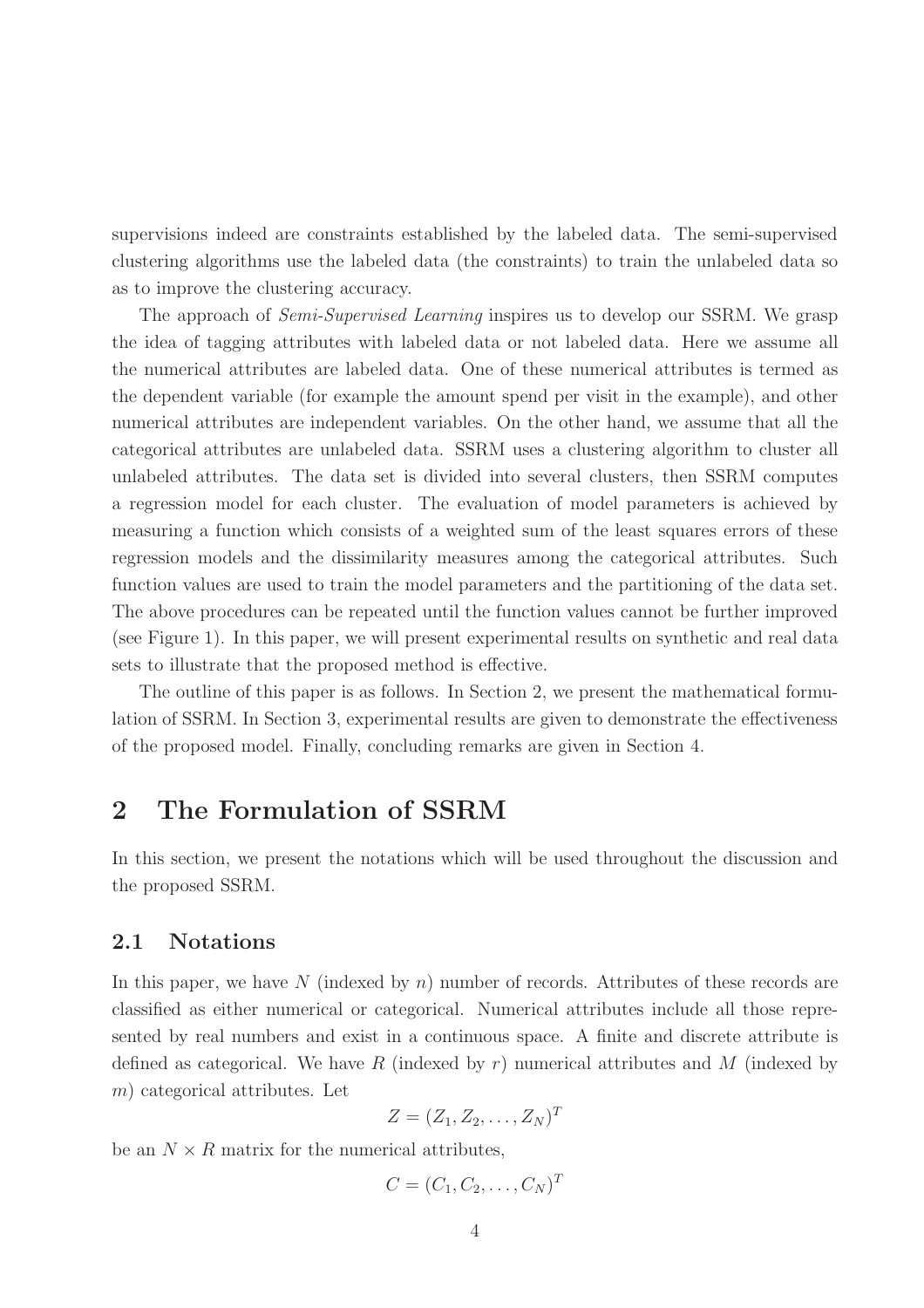supervisions indeed are constraints established by the labeled data. The semi-supervised clustering algorithms use the labeled data (the constraints) to train the unlabeled data so as to improve the clustering accuracy.

The approach of *Semi-Supervised Learning* inspires us to develop our SSRM. We grasp the idea of tagging attributes with labeled data or not labeled data. Here we assume all the numerical attributes are labeled data. One of these numerical attributes is termed as the dependent variable (for example the amount spend per visit in the example), and other numerical attributes are independent variables. On the other hand, we assume that all the categorical attributes are unlabeled data. SSRM uses a clustering algorithm to cluster all unlabeled attributes. The data set is divided into several clusters, then SSRM computes a regression model for each cluster. The evaluation of model parameters is achieved by measuring a function which consists of a weighted sum of the least squares errors of these regression models and the dissimilarity measures among the categorical attributes. Such function values are used to train the model parameters and the partitioning of the data set. The above procedures can be repeated until the function values cannot be further improved (see Figure 1). In this paper, we will present experimental results on synthetic and real data sets to illustrate that the proposed method is effective.

The outline of this paper is as follows. In Section 2, we present the mathematical formulation of SSRM. In Section 3, experimental results are given to demonstrate the effectiveness of the proposed model. Finally, concluding remarks are given in Section 4.

# 2 The Formulation of SSRM

In this section, we present the notations which will be used throughout the discussion and the proposed SSRM.

## 2.1 Notations

In this paper, we have $N$ (indexed by $n$) number of records. Attributes of these records are classified as either numerical or categorical. Numerical attributes include all those represented by real numbers and exist in a continuous space. A finite and discrete attribute is defined as categorical. We have $R$ (indexed by $r$) numerical attributes and $M$ (indexed by $m$) categorical attributes. Let

$$Z = (Z_1, Z_2, \ldots, Z_N)^T$$

be an $N \times R$ matrix for the numerical attributes,

$$C = (C_1, C_2, \ldots, C_N)^T$$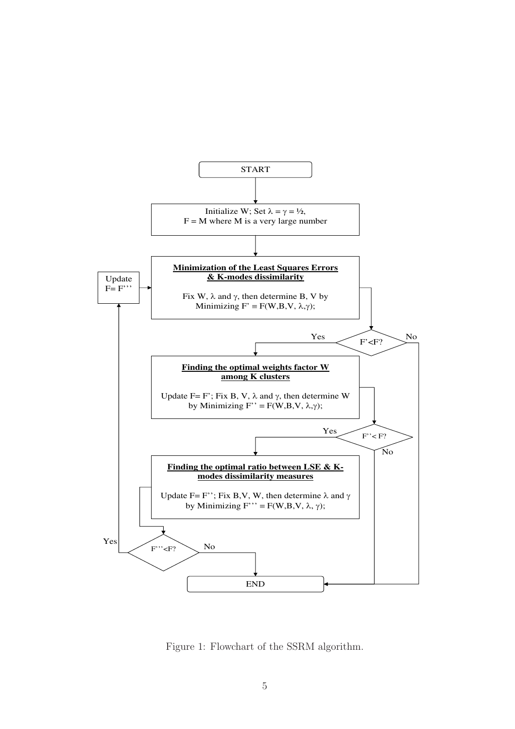START

Initialize W; Set $\lambda = \gamma = ½$,
F = M where M is a very large number

**Minimization of the Least Squares Errors & K-modes dissimilarity**

Fix W, $\lambda$ and $\gamma$, then determine B, V by Minimizing $F' \equiv F(W,B,V,\lambda,\gamma)$;

$F'<F$? — Yes / No

**Finding the optimal weights factor W among K clusters**

Update $F= F'$; Fix B, V, $\lambda$ and $\gamma$, then determine W by Minimizing $F'' \equiv F(W,B,V,\lambda,\gamma)$;

$F''< F$? — Yes / No

**Finding the optimal ratio between LSE & K-modes dissimilarity measures**

Update $F= F''$; Fix B,V, W, then determine $\lambda$ and $\gamma$ by Minimizing $F''' \equiv F(W,B,V,\lambda,\gamma)$;

$F'''<F$? — Yes / No

Update $F= F'''$

END

Figure 1: Flowchart of the SSRM algorithm.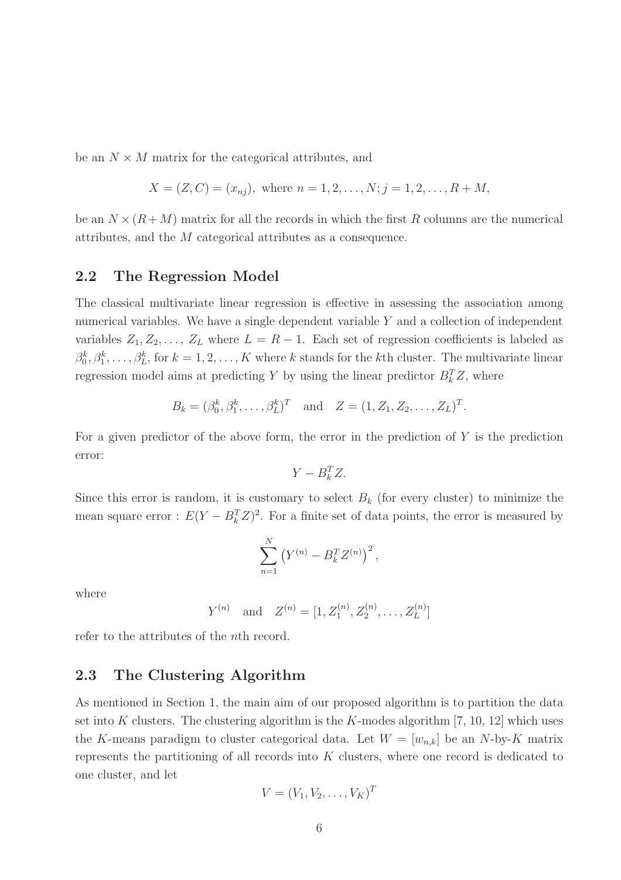be an $N \times M$ matrix for the categorical attributes, and

$$X = (Z, C) = (x_{nj}), \text{ where } n = 1, 2, \ldots, N; j = 1, 2, \ldots, R + M,$$

be an $N \times (R + M)$ matrix for all the records in which the first $R$ columns are the numerical attributes, and the $M$ categorical attributes as a consequence.

## 2.2 The Regression Model

The classical multivariate linear regression is effective in assessing the association among numerical variables. We have a single dependent variable $Y$ and a collection of independent variables $Z_1, Z_2, \ldots, Z_L$ where $L = R - 1$. Each set of regression coefficients is labeled as $\beta_0^k, \beta_1^k, \ldots, \beta_L^k$, for $k = 1, 2, \ldots, K$ where $k$ stands for the $k$th cluster. The multivariate linear regression model aims at predicting $Y$ by using the linear predictor $B_k^T Z$, where

$$B_k = (\beta_0^k, \beta_1^k, \ldots, \beta_L^k)^T \quad \text{and} \quad Z = (1, Z_1, Z_2, \ldots, Z_L)^T.$$

For a given predictor of the above form, the error in the prediction of $Y$ is the prediction error:

$$Y - B_k^T Z.$$

Since this error is random, it is customary to select $B_k$ (for every cluster) to minimize the mean square error : $E(Y - B_k^T Z)^2$. For a finite set of data points, the error is measured by

$$\sum_{n=1}^{N} \left( Y^{(n)} - B_k^T Z^{(n)} \right)^2,$$

where

$$Y^{(n)} \quad \text{and} \quad Z^{(n)} = [1, Z_1^{(n)}, Z_2^{(n)}, \ldots, Z_L^{(n)}]$$

refer to the attributes of the $n$th record.

## 2.3 The Clustering Algorithm

As mentioned in Section 1, the main aim of our proposed algorithm is to partition the data set into $K$ clusters. The clustering algorithm is the $K$-modes algorithm [7, 10, 12] which uses the $K$-means paradigm to cluster categorical data. Let $W = [w_{n,k}]$ be an $N$-by-$K$ matrix represents the partitioning of all records into $K$ clusters, where one record is dedicated to one cluster, and let

$$V = (V_1, V_2, \ldots, V_K)^T$$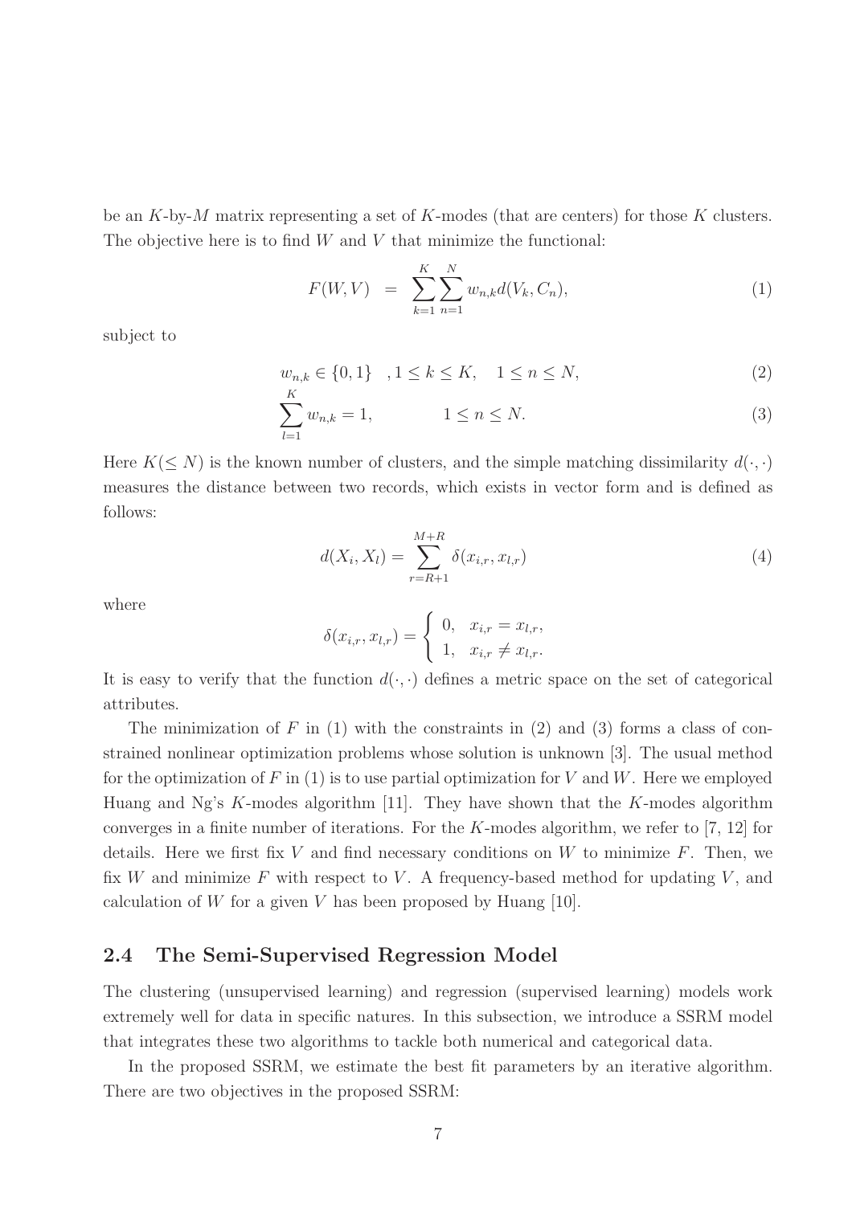be an $K$-by-$M$ matrix representing a set of $K$-modes (that are centers) for those $K$ clusters. The objective here is to find $W$ and $V$ that minimize the functional:

$$F(W, V) = \sum_{k=1}^{K} \sum_{n=1}^{N} w_{n,k} d(V_k, C_n), \tag{1}$$

subject to

$$w_{n,k} \in \{0, 1\} \quad , 1 \le k \le K, \quad 1 \le n \le N, \tag{2}$$

$$\sum_{l=1}^{K} w_{n,k} = 1, \qquad 1 \le n \le N. \tag{3}$$

Here $K(\le N)$ is the known number of clusters, and the simple matching dissimilarity $d(\cdot,\cdot)$ measures the distance between two records, which exists in vector form and is defined as follows:

$$d(X_i, X_l) = \sum_{r=R+1}^{M+R} \delta(x_{i,r}, x_{l,r}) \tag{4}$$

where

$$\delta(x_{i,r}, x_{l,r}) = \begin{cases} 0, & x_{i,r} = x_{l,r}, \\ 1, & x_{i,r} \ne x_{l,r}. \end{cases}$$

It is easy to verify that the function $d(\cdot,\cdot)$ defines a metric space on the set of categorical attributes.

The minimization of $F$ in (1) with the constraints in (2) and (3) forms a class of constrained nonlinear optimization problems whose solution is unknown [3]. The usual method for the optimization of $F$ in (1) is to use partial optimization for $V$ and $W$. Here we employed Huang and Ng's $K$-modes algorithm [11]. They have shown that the $K$-modes algorithm converges in a finite number of iterations. For the $K$-modes algorithm, we refer to [7, 12] for details. Here we first fix $V$ and find necessary conditions on $W$ to minimize $F$. Then, we fix $W$ and minimize $F$ with respect to $V$. A frequency-based method for updating $V$, and calculation of $W$ for a given $V$ has been proposed by Huang [10].

## 2.4 The Semi-Supervised Regression Model

The clustering (unsupervised learning) and regression (supervised learning) models work extremely well for data in specific natures. In this subsection, we introduce a SSRM model that integrates these two algorithms to tackle both numerical and categorical data.

In the proposed SSRM, we estimate the best fit parameters by an iterative algorithm. There are two objectives in the proposed SSRM: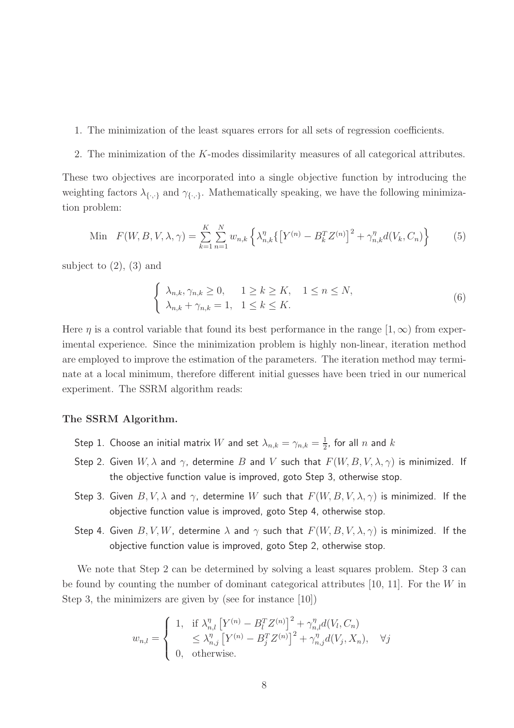1. The minimization of the least squares errors for all sets of regression coefficients.
2. The minimization of the $K$-modes dissimilarity measures of all categorical attributes.

These two objectives are incorporated into a single objective function by introducing the weighting factors $\lambda_{\{\cdot,\cdot\}}$ and $\gamma_{\{\cdot,\cdot\}}$. Mathematically speaking, we have the following minimization problem:

$$\text{Min} \quad F(W,B,V,\lambda,\gamma) = \sum_{k=1}^{K}\sum_{n=1}^{N} w_{n,k}\left\{\lambda_{n,k}^{\eta}\{\left[Y^{(n)} - B_k^T Z^{(n)}\right]^2 + \gamma_{n,k}^{\eta} d(V_k, C_n)\right\} \tag{5}$$

subject to (2), (3) and

$$\begin{cases} \lambda_{n,k}, \gamma_{n,k} \geq 0, & 1 \geq k \geq K, \quad 1 \leq n \leq N, \\ \lambda_{n,k} + \gamma_{n,k} = 1, & 1 \leq k \leq K. \end{cases} \tag{6}$$

Here $\eta$ is a control variable that found its best performance in the range $[1,\infty)$ from experimental experience. Since the minimization problem is highly non-linear, iteration method are employed to improve the estimation of the parameters. The iteration method may terminate at a local minimum, therefore different initial guesses have been tried in our numerical experiment. The SSRM algorithm reads:

**The SSRM Algorithm.**

Step 1. Choose an initial matrix $W$ and set $\lambda_{n,k} = \gamma_{n,k} = \frac{1}{2}$, for all $n$ and $k$

Step 2. Given $W, \lambda$ and $\gamma$, determine $B$ and $V$ such that $F(W,B,V,\lambda,\gamma)$ is minimized. If the objective function value is improved, goto Step 3, otherwise stop.

Step 3. Given $B, V, \lambda$ and $\gamma$, determine $W$ such that $F(W,B,V,\lambda,\gamma)$ is minimized. If the objective function value is improved, goto Step 4, otherwise stop.

Step 4. Given $B, V, W$, determine $\lambda$ and $\gamma$ such that $F(W,B,V,\lambda,\gamma)$ is minimized. If the objective function value is improved, goto Step 2, otherwise stop.

We note that Step 2 can be determined by solving a least squares problem. Step 3 can be found by counting the number of dominant categorical attributes [10, 11]. For the $W$ in Step 3, the minimizers are given by (see for instance [10])

$$w_{n,l} = \begin{cases} 1, & \text{if } \lambda_{n,l}^{\eta}\left[Y^{(n)} - B_l^T Z^{(n)}\right]^2 + \gamma_{n,l}^{\eta} d(V_l, C_n) \\ & \quad \leq \lambda_{n,j}^{\eta}\left[Y^{(n)} - B_j^T Z^{(n)}\right]^2 + \gamma_{n,j}^{\eta} d(V_j, X_n), \quad \forall j \\ 0, & \text{otherwise.} \end{cases}$$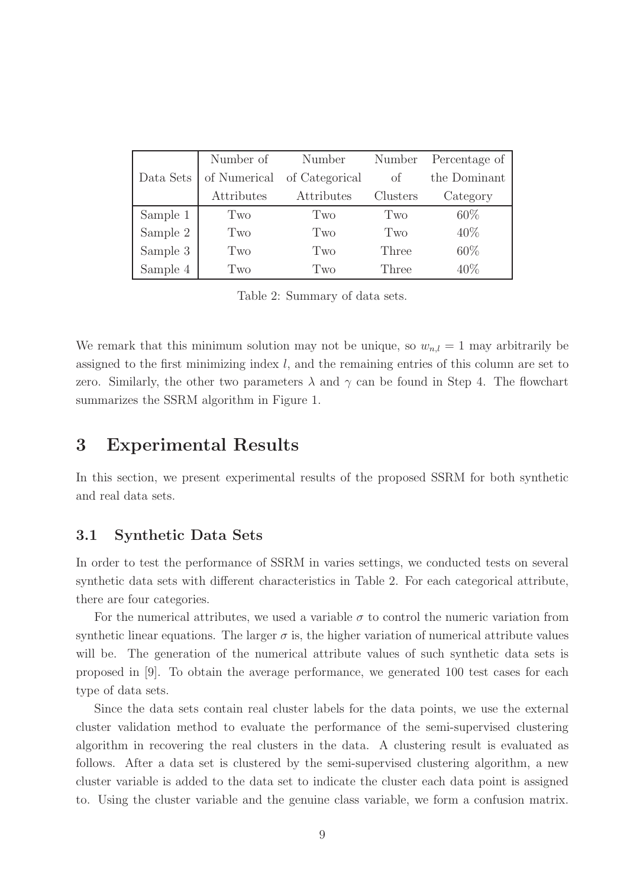| Data Sets | Number of Numerical Attributes | Number of Categorical Attributes | Number of Clusters | Percentage of the Dominant Category |
|---|---|---|---|---|
| Sample 1 | Two | Two | Two | 60% |
| Sample 2 | Two | Two | Two | 40% |
| Sample 3 | Two | Two | Three | 60% |
| Sample 4 | Two | Two | Three | 40% |

Table 2: Summary of data sets.

We remark that this minimum solution may not be unique, so $w_{n,l} = 1$ may arbitrarily be assigned to the first minimizing index $l$, and the remaining entries of this column are set to zero. Similarly, the other two parameters $\lambda$ and $\gamma$ can be found in Step 4. The flowchart summarizes the SSRM algorithm in Figure 1.

# 3 Experimental Results

In this section, we present experimental results of the proposed SSRM for both synthetic and real data sets.

## 3.1 Synthetic Data Sets

In order to test the performance of SSRM in varies settings, we conducted tests on several synthetic data sets with different characteristics in Table 2. For each categorical attribute, there are four categories.

For the numerical attributes, we used a variable $\sigma$ to control the numeric variation from synthetic linear equations. The larger $\sigma$ is, the higher variation of numerical attribute values will be. The generation of the numerical attribute values of such synthetic data sets is proposed in [9]. To obtain the average performance, we generated 100 test cases for each type of data sets.

Since the data sets contain real cluster labels for the data points, we use the external cluster validation method to evaluate the performance of the semi-supervised clustering algorithm in recovering the real clusters in the data. A clustering result is evaluated as follows. After a data set is clustered by the semi-supervised clustering algorithm, a new cluster variable is added to the data set to indicate the cluster each data point is assigned to. Using the cluster variable and the genuine class variable, we form a confusion matrix.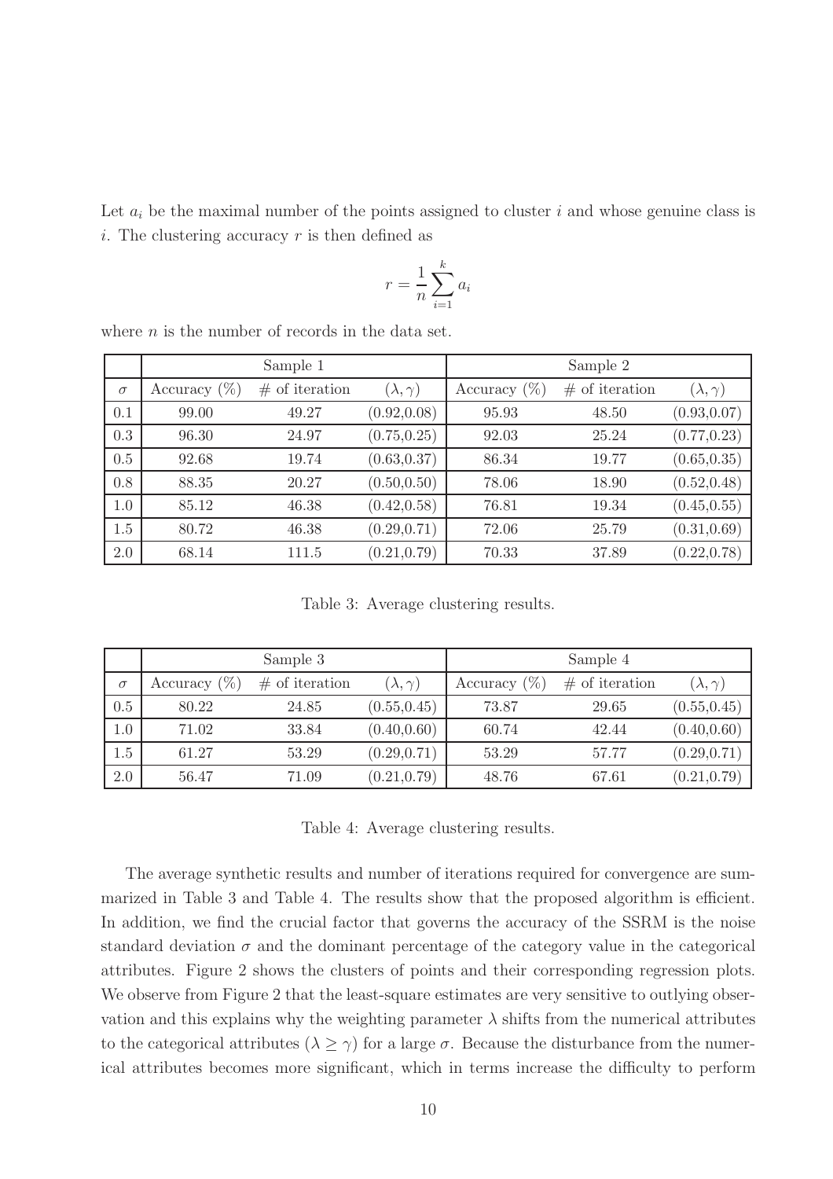Let $a_i$ be the maximal number of the points assigned to cluster $i$ and whose genuine class is $i$. The clustering accuracy $r$ is then defined as

$$r = \frac{1}{n} \sum_{i=1}^{k} a_i$$

where $n$ is the number of records in the data set.

| | Sample 1 | | | Sample 2 | | |
|---|---|---|---|---|---|---|
| $\sigma$ | Accuracy (%) | # of iteration | $(\lambda, \gamma)$ | Accuracy (%) | # of iteration | $(\lambda, \gamma)$ |
| 0.1 | 99.00 | 49.27 | (0.92,0.08) | 95.93 | 48.50 | (0.93,0.07) |
| 0.3 | 96.30 | 24.97 | (0.75,0.25) | 92.03 | 25.24 | (0.77,0.23) |
| 0.5 | 92.68 | 19.74 | (0.63,0.37) | 86.34 | 19.77 | (0.65,0.35) |
| 0.8 | 88.35 | 20.27 | (0.50,0.50) | 78.06 | 18.90 | (0.52,0.48) |
| 1.0 | 85.12 | 46.38 | (0.42,0.58) | 76.81 | 19.34 | (0.45,0.55) |
| 1.5 | 80.72 | 46.38 | (0.29,0.71) | 72.06 | 25.79 | (0.31,0.69) |
| 2.0 | 68.14 | 111.5 | (0.21,0.79) | 70.33 | 37.89 | (0.22,0.78) |

Table 3: Average clustering results.

| | Sample 3 | | | Sample 4 | | |
|---|---|---|---|---|---|---|
| $\sigma$ | Accuracy (%) | # of iteration | $(\lambda, \gamma)$ | Accuracy (%) | # of iteration | $(\lambda, \gamma)$ |
| 0.5 | 80.22 | 24.85 | (0.55,0.45) | 73.87 | 29.65 | (0.55,0.45) |
| 1.0 | 71.02 | 33.84 | (0.40,0.60) | 60.74 | 42.44 | (0.40,0.60) |
| 1.5 | 61.27 | 53.29 | (0.29,0.71) | 53.29 | 57.77 | (0.29,0.71) |
| 2.0 | 56.47 | 71.09 | (0.21,0.79) | 48.76 | 67.61 | (0.21,0.79) |

Table 4: Average clustering results.

The average synthetic results and number of iterations required for convergence are summarized in Table 3 and Table 4. The results show that the proposed algorithm is efficient. In addition, we find the crucial factor that governs the accuracy of the SSRM is the noise standard deviation $\sigma$ and the dominant percentage of the category value in the categorical attributes. Figure 2 shows the clusters of points and their corresponding regression plots. We observe from Figure 2 that the least-square estimates are very sensitive to outlying observation and this explains why the weighting parameter $\lambda$ shifts from the numerical attributes to the categorical attributes ($\lambda \geq \gamma$) for a large $\sigma$. Because the disturbance from the numerical attributes becomes more significant, which in terms increase the difficulty to perform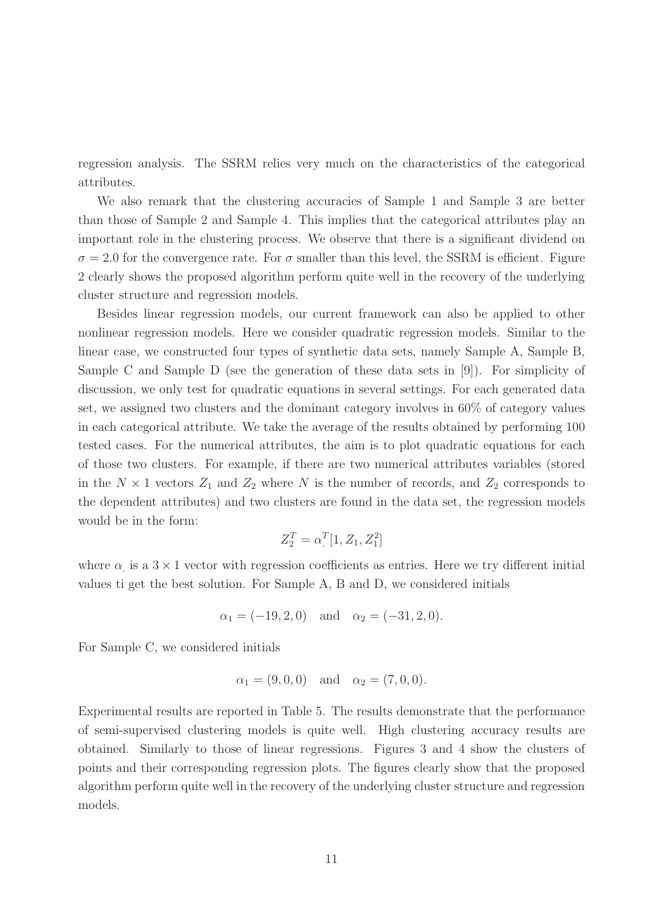regression analysis. The SSRM relies very much on the characteristics of the categorical attributes.

We also remark that the clustering accuracies of Sample 1 and Sample 3 are better than those of Sample 2 and Sample 4. This implies that the categorical attributes play an important role in the clustering process. We observe that there is a significant dividend on $\sigma = 2.0$ for the convergence rate. For $\sigma$ smaller than this level, the SSRM is efficient. Figure 2 clearly shows the proposed algorithm perform quite well in the recovery of the underlying cluster structure and regression models.

Besides linear regression models, our current framework can also be applied to other nonlinear regression models. Here we consider quadratic regression models. Similar to the linear case, we constructed four types of synthetic data sets, namely Sample A, Sample B, Sample C and Sample D (see the generation of these data sets in [9]). For simplicity of discussion, we only test for quadratic equations in several settings. For each generated data set, we assigned two clusters and the dominant category involves in 60% of category values in each categorical attribute. We take the average of the results obtained by performing 100 tested cases. For the numerical attributes, the aim is to plot quadratic equations for each of those two clusters. For example, if there are two numerical attributes variables (stored in the $N \times 1$ vectors $Z_1$ and $Z_2$ where $N$ is the number of records, and $Z_2$ corresponds to the dependent attributes) and two clusters are found in the data set, the regression models would be in the form:

$$Z_2^T = \alpha_\cdot^T [1, Z_1, Z_1^2]$$

where $\alpha_\cdot$ is a $3 \times 1$ vector with regression coefficients as entries. Here we try different initial values ti get the best solution. For Sample A, B and D, we considered initials

$$\alpha_1 = (-19, 2, 0) \quad \text{and} \quad \alpha_2 = (-31, 2, 0).$$

For Sample C, we considered initials

$$\alpha_1 = (9, 0, 0) \quad \text{and} \quad \alpha_2 = (7, 0, 0).$$

Experimental results are reported in Table 5. The results demonstrate that the performance of semi-supervised clustering models is quite well. High clustering accuracy results are obtained. Similarly to those of linear regressions. Figures 3 and 4 show the clusters of points and their corresponding regression plots. The figures clearly show that the proposed algorithm perform quite well in the recovery of the underlying cluster structure and regression models.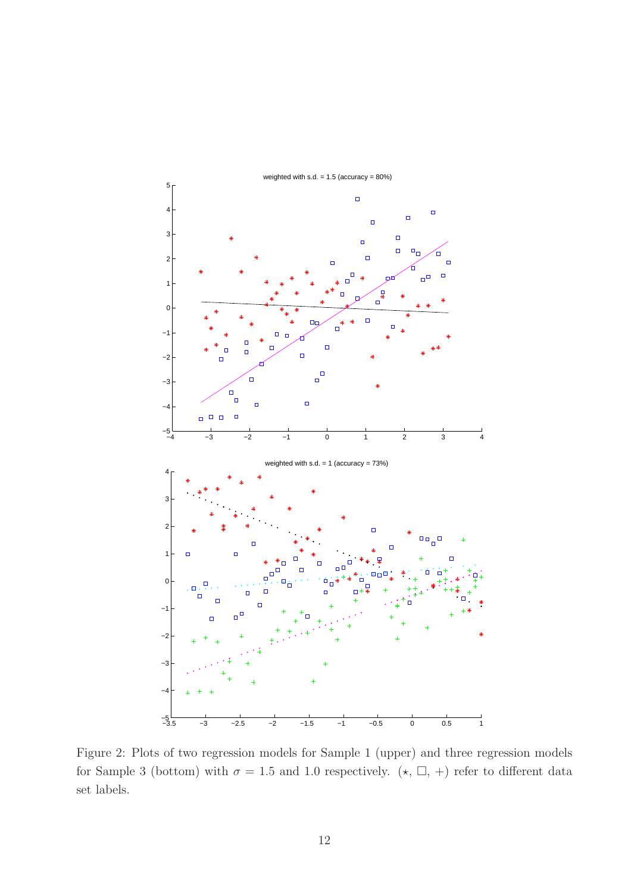Figure 2: Plots of two regression models for Sample 1 (upper) and three regression models for Sample 3 (bottom) with $\sigma = 1.5$ and 1.0 respectively. ($\star$, $\square$, $+$) refer to different data set labels.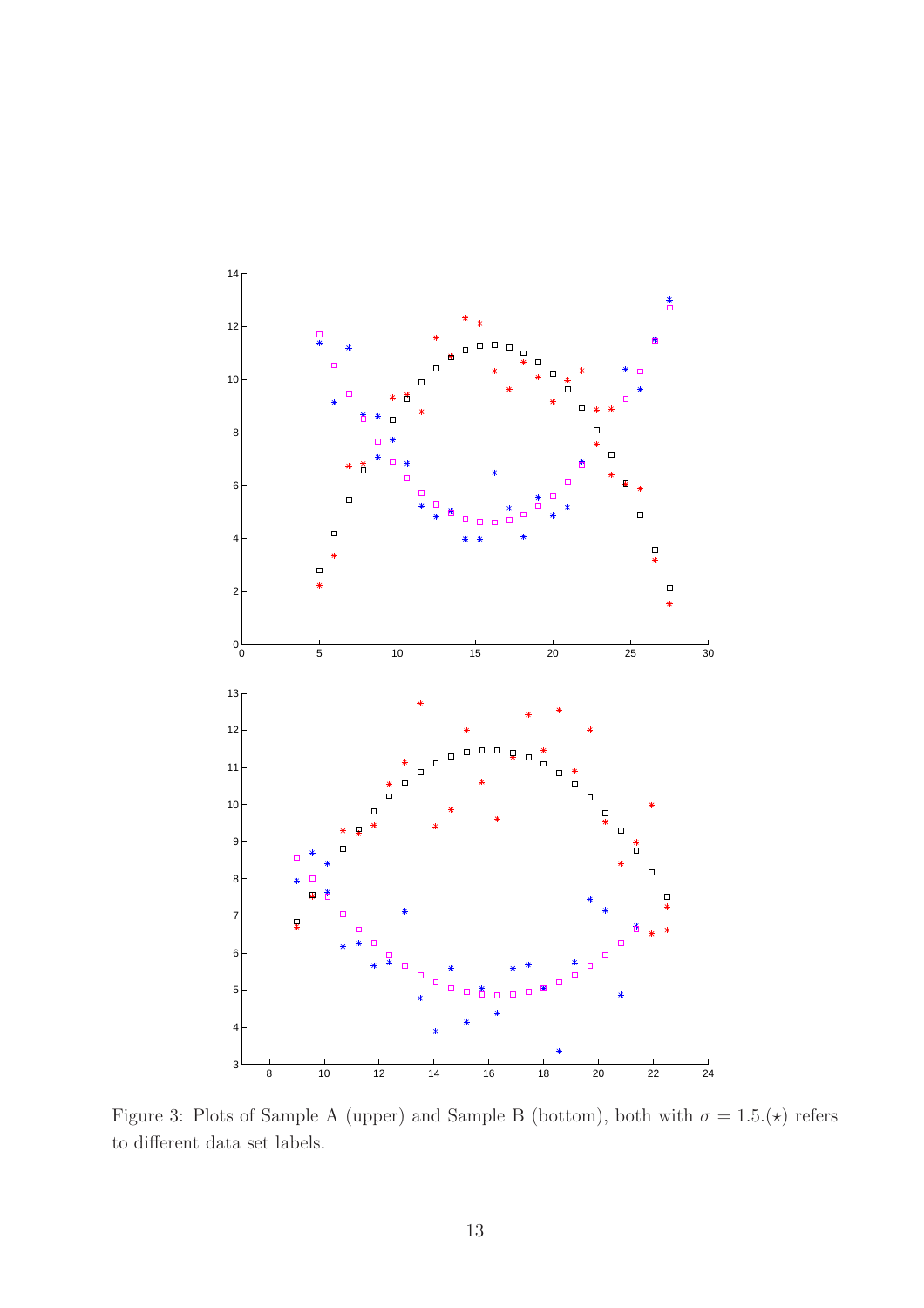Figure 3: Plots of Sample A (upper) and Sample B (bottom), both with $\sigma = 1.5$.($\star$) refers to different data set labels.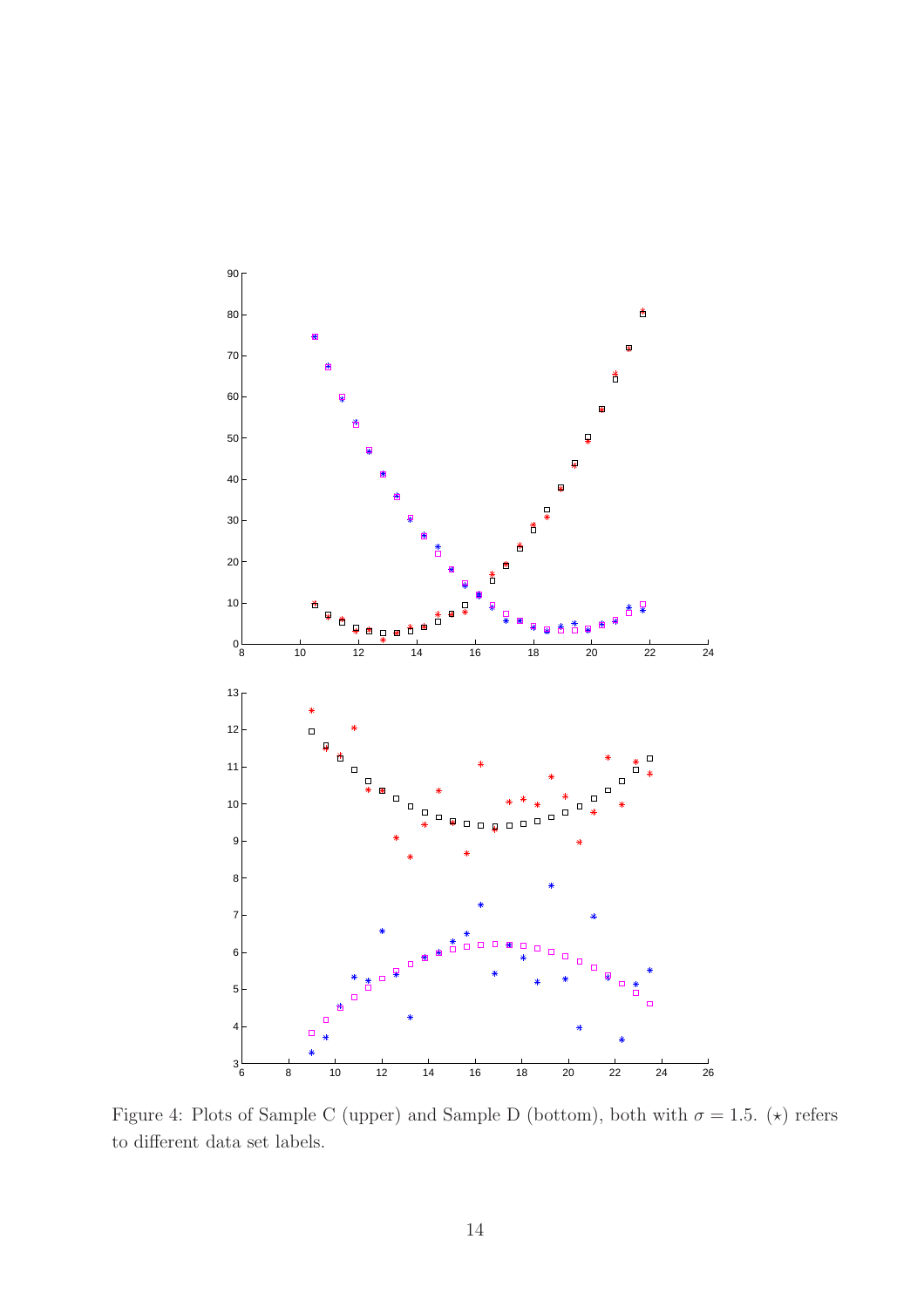Figure 4: Plots of Sample C (upper) and Sample D (bottom), both with $\sigma = 1.5$. ($\star$) refers to different data set labels.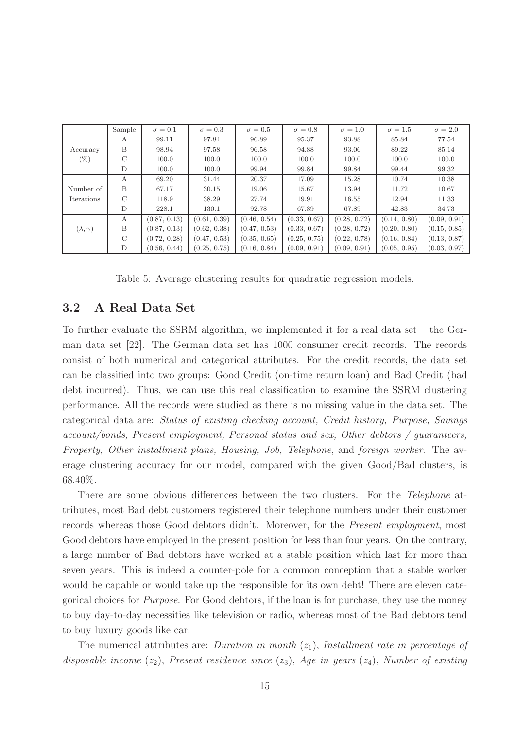|  | Sample | $\sigma = 0.1$ | $\sigma = 0.3$ | $\sigma = 0.5$ | $\sigma = 0.8$ | $\sigma = 1.0$ | $\sigma = 1.5$ | $\sigma = 2.0$ |
|---|---|---|---|---|---|---|---|---|
| Accuracy (%) | A | 99.11 | 97.84 | 96.89 | 95.37 | 93.88 | 85.84 | 77.54 |
|  | B | 98.94 | 97.58 | 96.58 | 94.88 | 93.06 | 89.22 | 85.14 |
|  | C | 100.0 | 100.0 | 100.0 | 100.0 | 100.0 | 100.0 | 100.0 |
|  | D | 100.0 | 100.0 | 99.94 | 99.84 | 99.84 | 99.44 | 99.32 |
| Number of Iterations | A | 69.20 | 31.44 | 20.37 | 17.09 | 15.28 | 10.74 | 10.38 |
|  | B | 67.17 | 30.15 | 19.06 | 15.67 | 13.94 | 11.72 | 10.67 |
|  | C | 118.9 | 38.29 | 27.74 | 19.91 | 16.55 | 12.94 | 11.33 |
|  | D | 228.1 | 130.1 | 92.78 | 67.89 | 67.89 | 42.83 | 34.73 |
| $(\lambda, \gamma)$ | A | (0.87, 0.13) | (0.61, 0.39) | (0.46, 0.54) | (0.33, 0.67) | (0.28, 0.72) | (0.14, 0.80) | (0.09, 0.91) |
|  | B | (0.87, 0.13) | (0.62, 0.38) | (0.47, 0.53) | (0.33, 0.67) | (0.28, 0.72) | (0.20, 0.80) | (0.15, 0.85) |
|  | C | (0.72, 0.28) | (0.47, 0.53) | (0.35, 0.65) | (0.25, 0.75) | (0.22, 0.78) | (0.16, 0.84) | (0.13, 0.87) |
|  | D | (0.56, 0.44) | (0.25, 0.75) | (0.16, 0.84) | (0.09, 0.91) | (0.09, 0.91) | (0.05, 0.95) | (0.03, 0.97) |

Table 5: Average clustering results for quadratic regression models.

## 3.2 A Real Data Set

To further evaluate the SSRM algorithm, we implemented it for a real data set – the German data set [22]. The German data set has 1000 consumer credit records. The records consist of both numerical and categorical attributes. For the credit records, the data set can be classified into two groups: Good Credit (on-time return loan) and Bad Credit (bad debt incurred). Thus, we can use this real classification to examine the SSRM clustering performance. All the records were studied as there is no missing value in the data set. The categorical data are: *Status of existing checking account, Credit history, Purpose, Savings account/bonds, Present employment, Personal status and sex, Other debtors / guaranteers, Property, Other installment plans, Housing, Job, Telephone*, and *foreign worker*. The average clustering accuracy for our model, compared with the given Good/Bad clusters, is 68.40%.

There are some obvious differences between the two clusters. For the *Telephone* attributes, most Bad debt customers registered their telephone numbers under their customer records whereas those Good debtors didn't. Moreover, for the *Present employment*, most Good debtors have employed in the present position for less than four years. On the contrary, a large number of Bad debtors have worked at a stable position which last for more than seven years. This is indeed a counter-pole for a common conception that a stable worker would be capable or would take up the responsible for its own debt! There are eleven categorical choices for *Purpose*. For Good debtors, if the loan is for purchase, they use the money to buy day-to-day necessities like television or radio, whereas most of the Bad debtors tend to buy luxury goods like car.

The numerical attributes are: *Duration in month* ($z_1$), *Installment rate in percentage of disposable income* ($z_2$), *Present residence since* ($z_3$), *Age in years* ($z_4$), *Number of existing*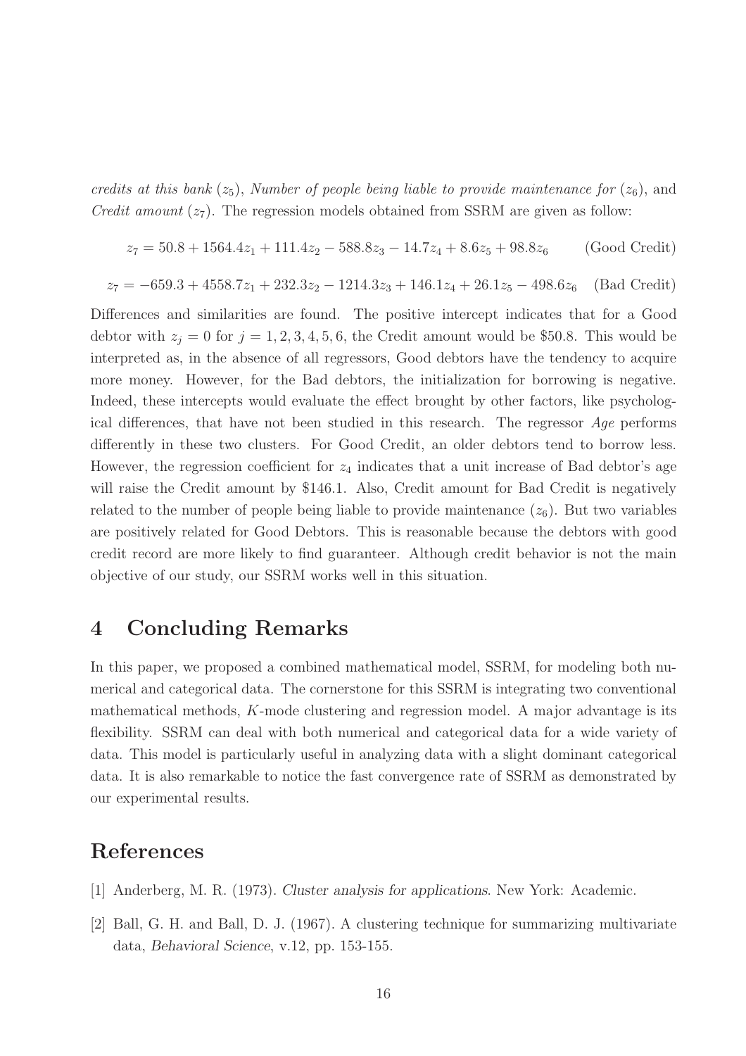*credits at this bank* ($z_5$), *Number of people being liable to provide maintenance for* ($z_6$), and *Credit amount* ($z_7$). The regression models obtained from SSRM are given as follow:

$$z_7 = 50.8 + 1564.4z_1 + 111.4z_2 - 588.8z_3 - 14.7z_4 + 8.6z_5 + 98.8z_6 \qquad \text{(Good Credit)}$$

$$z_7 = -659.3 + 4558.7z_1 + 232.3z_2 - 1214.3z_3 + 146.1z_4 + 26.1z_5 - 498.6z_6 \quad \text{(Bad Credit)}$$

Differences and similarities are found. The positive intercept indicates that for a Good debtor with $z_j = 0$ for $j = 1, 2, 3, 4, 5, 6$, the Credit amount would be \$50.8. This would be interpreted as, in the absence of all regressors, Good debtors have the tendency to acquire more money. However, for the Bad debtors, the initialization for borrowing is negative. Indeed, these intercepts would evaluate the effect brought by other factors, like psychological differences, that have not been studied in this research. The regressor *Age* performs differently in these two clusters. For Good Credit, an older debtors tend to borrow less. However, the regression coefficient for $z_4$ indicates that a unit increase of Bad debtor's age will raise the Credit amount by \$146.1. Also, Credit amount for Bad Credit is negatively related to the number of people being liable to provide maintenance ($z_6$). But two variables are positively related for Good Debtors. This is reasonable because the debtors with good credit record are more likely to find guaranteer. Although credit behavior is not the main objective of our study, our SSRM works well in this situation.

## 4 Concluding Remarks

In this paper, we proposed a combined mathematical model, SSRM, for modeling both numerical and categorical data. The cornerstone for this SSRM is integrating two conventional mathematical methods, $K$-mode clustering and regression model. A major advantage is its flexibility. SSRM can deal with both numerical and categorical data for a wide variety of data. This model is particularly useful in analyzing data with a slight dominant categorical data. It is also remarkable to notice the fast convergence rate of SSRM as demonstrated by our experimental results.

## References

[1] Anderberg, M. R. (1973). *Cluster analysis for applications*. New York: Academic.

[2] Ball, G. H. and Ball, D. J. (1967). A clustering technique for summarizing multivariate data, *Behavioral Science*, v.12, pp. 153-155.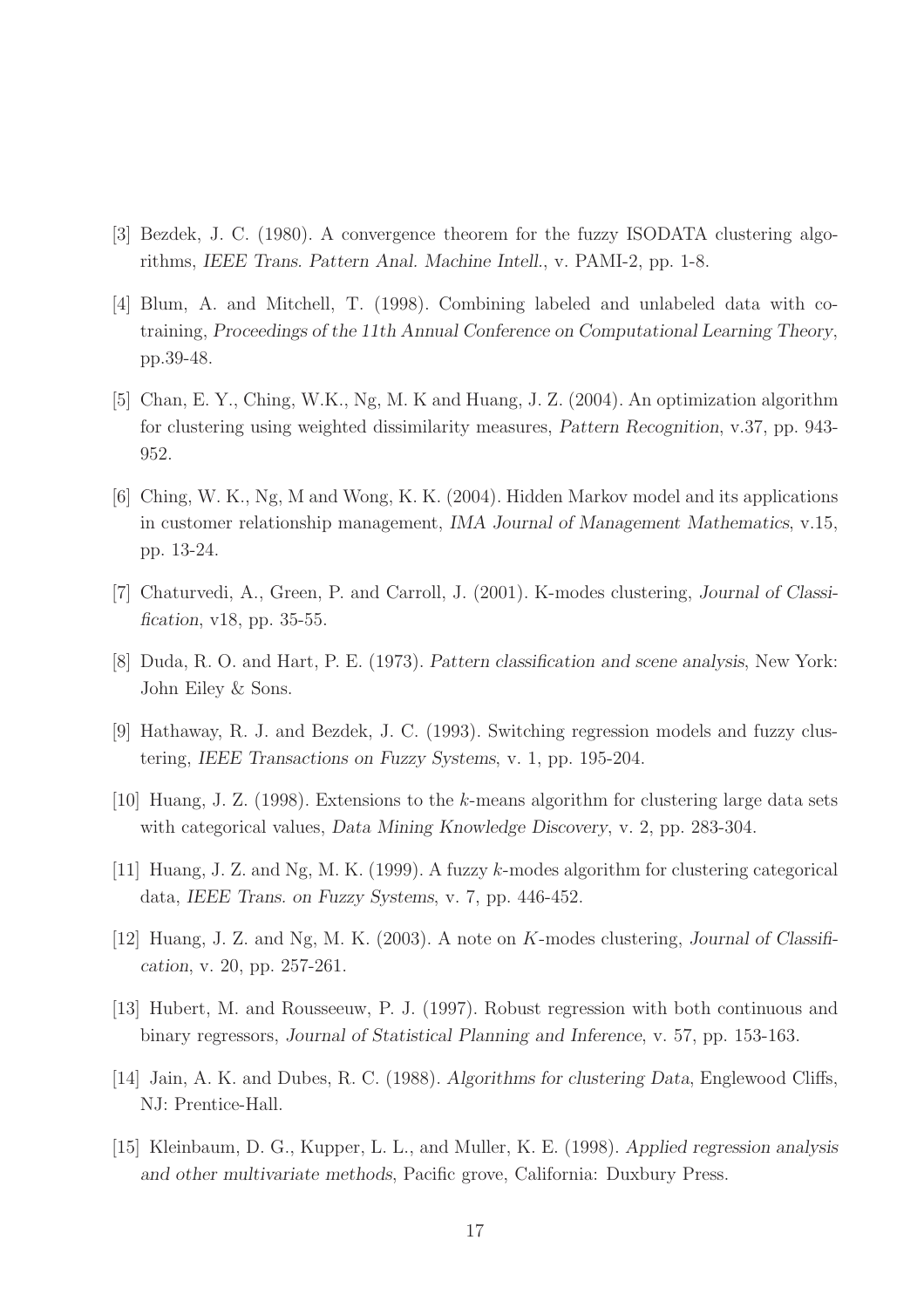[3] Bezdek, J. C. (1980). A convergence theorem for the fuzzy ISODATA clustering algorithms, *IEEE Trans. Pattern Anal. Machine Intell.*, v. PAMI-2, pp. 1-8.

[4] Blum, A. and Mitchell, T. (1998). Combining labeled and unlabeled data with co-training, *Proceedings of the 11th Annual Conference on Computational Learning Theory*, pp.39-48.

[5] Chan, E. Y., Ching, W.K., Ng, M. K and Huang, J. Z. (2004). An optimization algorithm for clustering using weighted dissimilarity measures, *Pattern Recognition*, v.37, pp. 943-952.

[6] Ching, W. K., Ng, M and Wong, K. K. (2004). Hidden Markov model and its applications in customer relationship management, *IMA Journal of Management Mathematics*, v.15, pp. 13-24.

[7] Chaturvedi, A., Green, P. and Carroll, J. (2001). K-modes clustering, *Journal of Classification*, v18, pp. 35-55.

[8] Duda, R. O. and Hart, P. E. (1973). *Pattern classification and scene analysis*, New York: John Eiley & Sons.

[9] Hathaway, R. J. and Bezdek, J. C. (1993). Switching regression models and fuzzy clustering, *IEEE Transactions on Fuzzy Systems*, v. 1, pp. 195-204.

[10] Huang, J. Z. (1998). Extensions to the $k$-means algorithm for clustering large data sets with categorical values, *Data Mining Knowledge Discovery*, v. 2, pp. 283-304.

[11] Huang, J. Z. and Ng, M. K. (1999). A fuzzy $k$-modes algorithm for clustering categorical data, *IEEE Trans. on Fuzzy Systems*, v. 7, pp. 446-452.

[12] Huang, J. Z. and Ng, M. K. (2003). A note on $K$-modes clustering, *Journal of Classification*, v. 20, pp. 257-261.

[13] Hubert, M. and Rousseeuw, P. J. (1997). Robust regression with both continuous and binary regressors, *Journal of Statistical Planning and Inference*, v. 57, pp. 153-163.

[14] Jain, A. K. and Dubes, R. C. (1988). *Algorithms for clustering Data*, Englewood Cliffs, NJ: Prentice-Hall.

[15] Kleinbaum, D. G., Kupper, L. L., and Muller, K. E. (1998). *Applied regression analysis and other multivariate methods*, Pacific grove, California: Duxbury Press.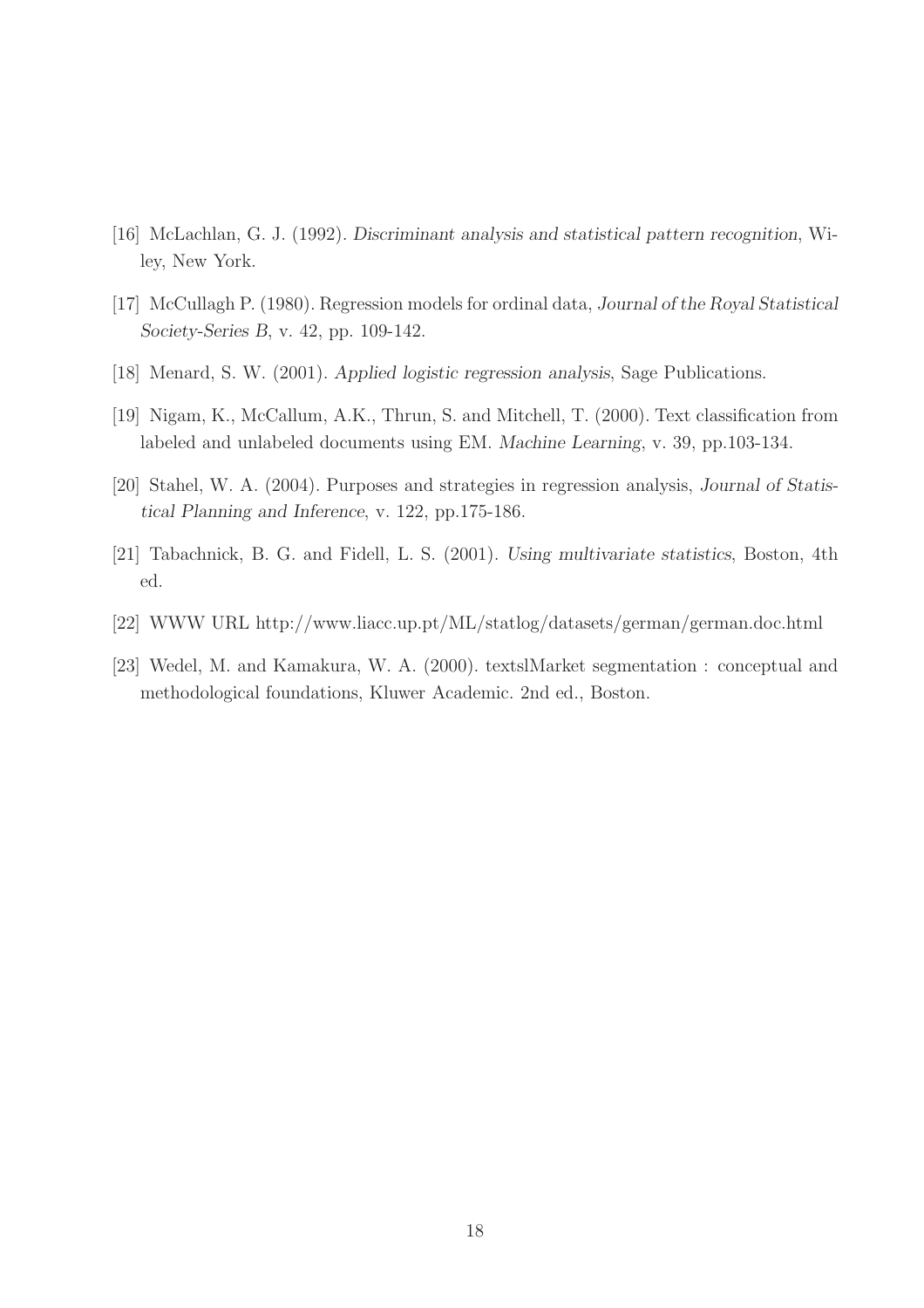[16] McLachlan, G. J. (1992). *Discriminant analysis and statistical pattern recognition*, Wiley, New York.

[17] McCullagh P. (1980). Regression models for ordinal data, *Journal of the Royal Statistical Society-Series B*, v. 42, pp. 109-142.

[18] Menard, S. W. (2001). *Applied logistic regression analysis*, Sage Publications.

[19] Nigam, K., McCallum, A.K., Thrun, S. and Mitchell, T. (2000). Text classification from labeled and unlabeled documents using EM. *Machine Learning*, v. 39, pp.103-134.

[20] Stahel, W. A. (2004). Purposes and strategies in regression analysis, *Journal of Statistical Planning and Inference*, v. 122, pp.175-186.

[21] Tabachnick, B. G. and Fidell, L. S. (2001). *Using multivariate statistics*, Boston, 4th ed.

[22] WWW URL http://www.liacc.up.pt/ML/statlog/datasets/german/german.doc.html

[23] Wedel, M. and Kamakura, W. A. (2000). textslMarket segmentation : conceptual and methodological foundations, Kluwer Academic. 2nd ed., Boston.